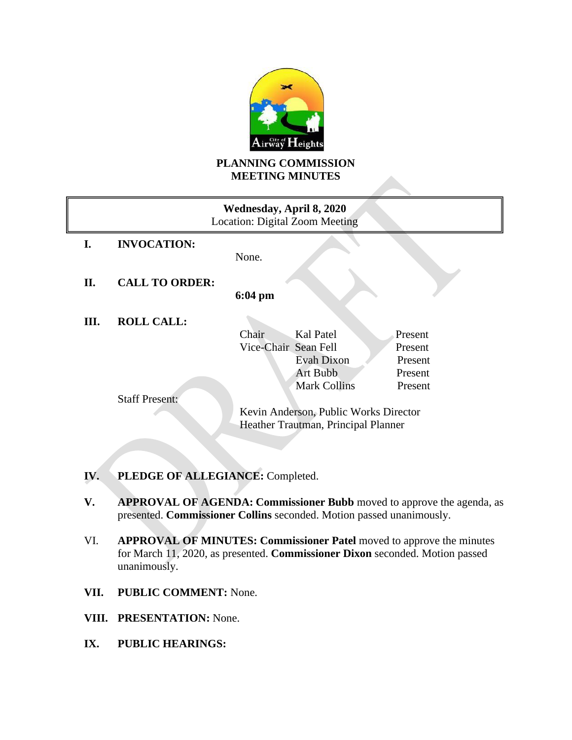# PLANNING COMMISSION MEETING MINUTES

**Wednesday, April 8, 2020**
Location: Digital Zoom Meeting

**I. INVOCATION:**

None.

**II. CALL TO ORDER:**

**6:04 pm**

**III. ROLL CALL:**

| | | |
|---|---|---|
| Chair | Kal Patel | Present |
| Vice-Chair | Sean Fell | Present |
| | Evah Dixon | Present |
| | Art Bubb | Present |
| | Mark Collins | Present |

Staff Present:

Kevin Anderson, Public Works Director
Heather Trautman, Principal Planner

**IV. PLEDGE OF ALLEGIANCE:** Completed.

**V. APPROVAL OF AGENDA: Commissioner Bubb** moved to approve the agenda, as presented. **Commissioner Collins** seconded. Motion passed unanimously.

VI. **APPROVAL OF MINUTES: Commissioner Patel** moved to approve the minutes for March 11, 2020, as presented. **Commissioner Dixon** seconded. Motion passed unanimously.

**VII. PUBLIC COMMENT:** None.

**VIII. PRESENTATION:** None.

**IX. PUBLIC HEARINGS:**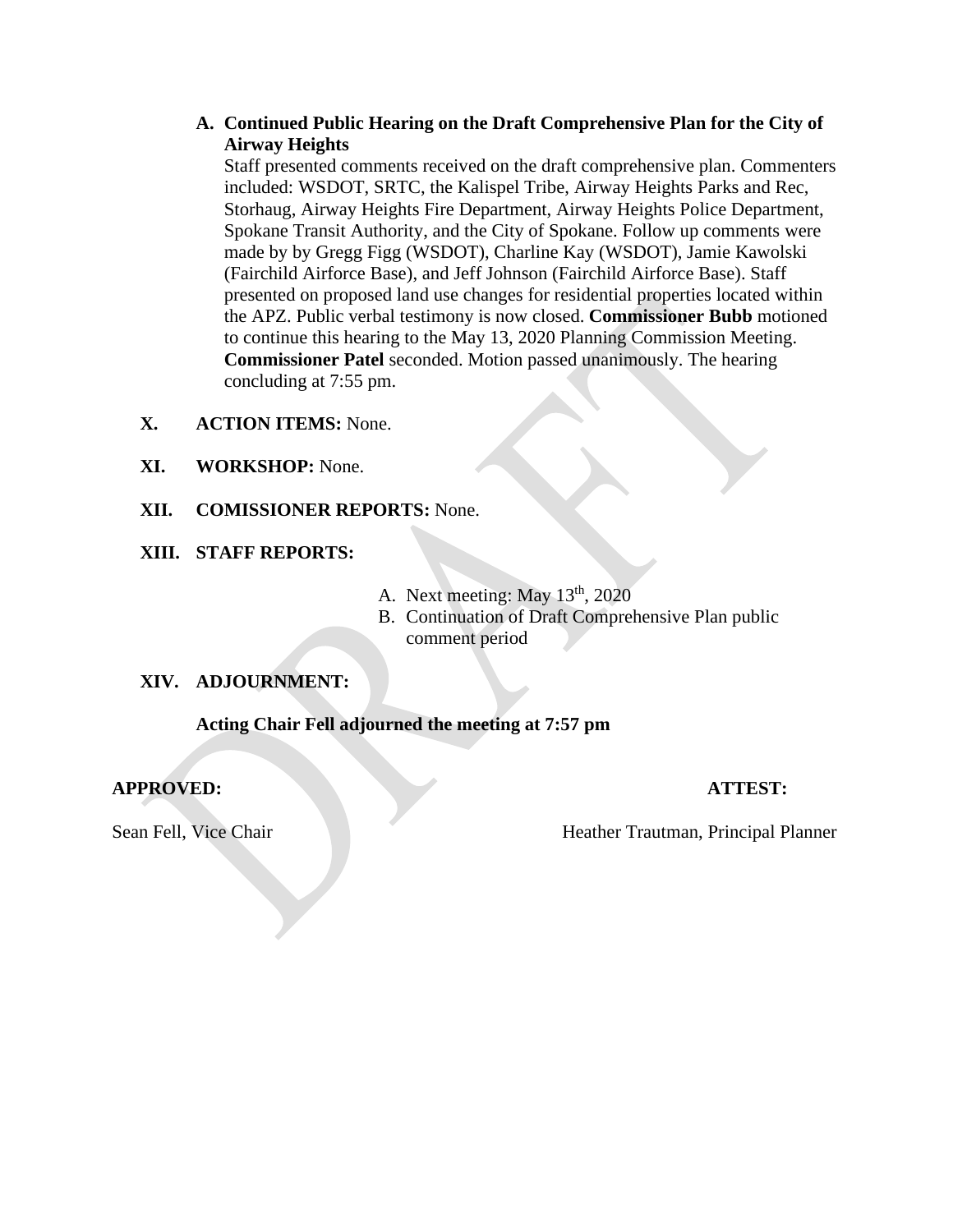**A. Continued Public Hearing on the Draft Comprehensive Plan for the City of Airway Heights**

Staff presented comments received on the draft comprehensive plan. Commenters included: WSDOT, SRTC, the Kalispel Tribe, Airway Heights Parks and Rec, Storhaug, Airway Heights Fire Department, Airway Heights Police Department, Spokane Transit Authority, and the City of Spokane. Follow up comments were made by by Gregg Figg (WSDOT), Charline Kay (WSDOT), Jamie Kawolski (Fairchild Airforce Base), and Jeff Johnson (Fairchild Airforce Base). Staff presented on proposed land use changes for residential properties located within the APZ. Public verbal testimony is now closed. **Commissioner Bubb** motioned to continue this hearing to the May 13, 2020 Planning Commission Meeting. **Commissioner Patel** seconded. Motion passed unanimously. The hearing concluding at 7:55 pm.

**X. ACTION ITEMS:** None.

**XI. WORKSHOP:** None.

**XII. COMISSIONER REPORTS:** None.

**XIII. STAFF REPORTS:**

A. Next meeting: May 13th, 2020
B. Continuation of Draft Comprehensive Plan public comment period

**XIV. ADJOURNMENT:**

**Acting Chair Fell adjourned the meeting at 7:57 pm**

**APPROVED:** **ATTEST:**

Sean Fell, Vice Chair Heather Trautman, Principal Planner